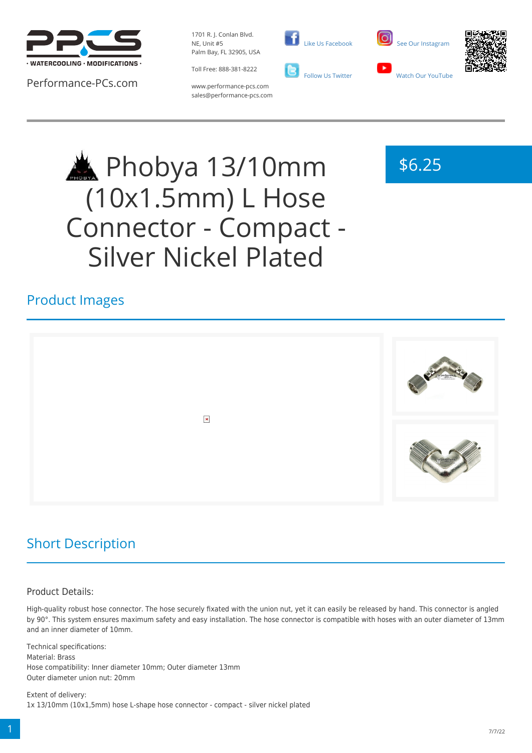Performance-PCs.com

1701 R. J. Conlan Blvd.
NE, Unit #5
Palm Bay, FL 32905, USA

Toll Free: 888-381-8222

www.performance-pcs.com
sales@performance-pcs.com

Like Us Facebook
Follow Us Twitter
See Our Instagram
Watch Our YouTube

# Phobya 13/10mm (10x1.5mm) L Hose Connector - Compact - Silver Nickel Plated

$6.25

## Product Images

## Short Description

Product Details:

High-quality robust hose connector. The hose securely fixated with the union nut, yet it can easily be released by hand. This connector is angled by 90°. This system ensures maximum safety and easy installation. The hose connector is compatible with hoses with an outer diameter of 13mm and an inner diameter of 10mm.

Technical specifications:
Material: Brass
Hose compatibility: Inner diameter 10mm; Outer diameter 13mm
Outer diameter union nut: 20mm

Extent of delivery:
1x 13/10mm (10x1,5mm) hose L-shape hose connector - compact - silver nickel plated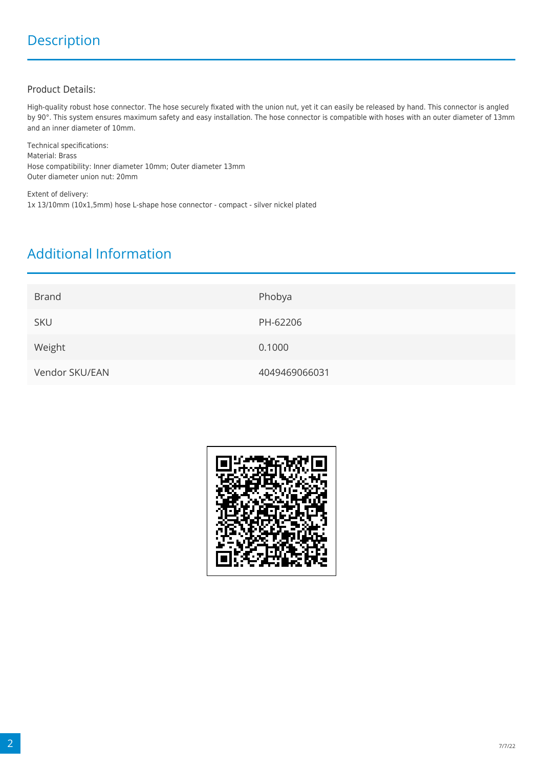## Description

Product Details:

High-quality robust hose connector. The hose securely fixated with the union nut, yet it can easily be released by hand. This connector is angled by 90°. This system ensures maximum safety and easy installation. The hose connector is compatible with hoses with an outer diameter of 13mm and an inner diameter of 10mm.

Technical specifications:
Material: Brass
Hose compatibility: Inner diameter 10mm; Outer diameter 13mm
Outer diameter union nut: 20mm

Extent of delivery:
1x 13/10mm (10x1,5mm) hose L-shape hose connector - compact - silver nickel plated

## Additional Information

| | |
|---|---|
| Brand | Phobya |
| SKU | PH-62206 |
| Weight | 0.1000 |
| Vendor SKU/EAN | 4049469066031 |